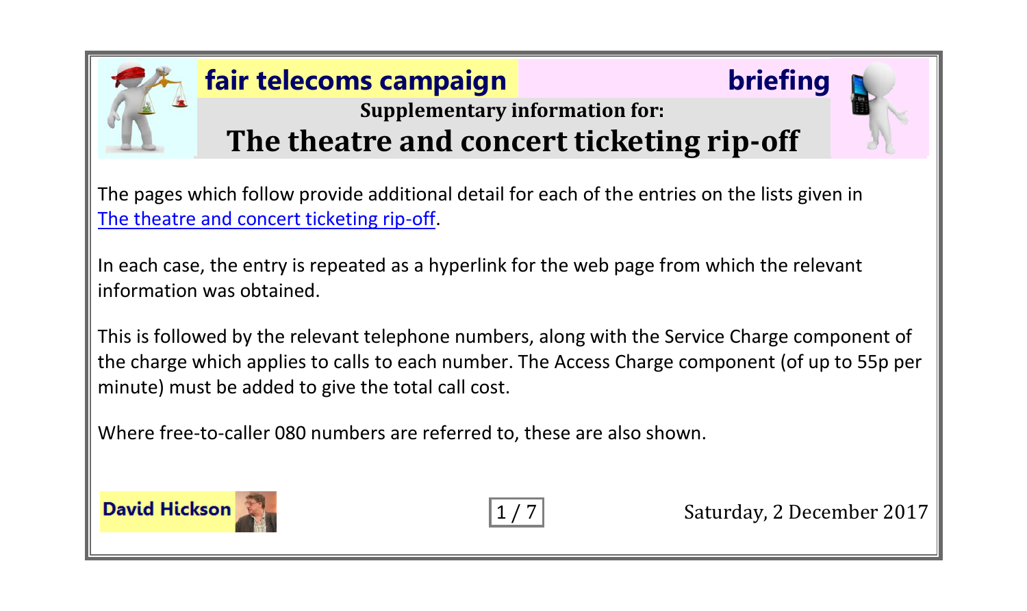**fair telecoms campaign** **briefing**

**Supplementary information for:**

# The theatre and concert ticketing rip-off

The pages which follow provide additional detail for each of the entries on the lists given in The theatre and concert ticketing rip-off.

In each case, the entry is repeated as a hyperlink for the web page from which the relevant information was obtained.

This is followed by the relevant telephone numbers, along with the Service Charge component of the charge which applies to calls to each number. The Access Charge component (of up to 55p per minute) must be added to give the total call cost.

Where free-to-caller 080 numbers are referred to, these are also shown.

**David Hickson**

Saturday, 2 December 2017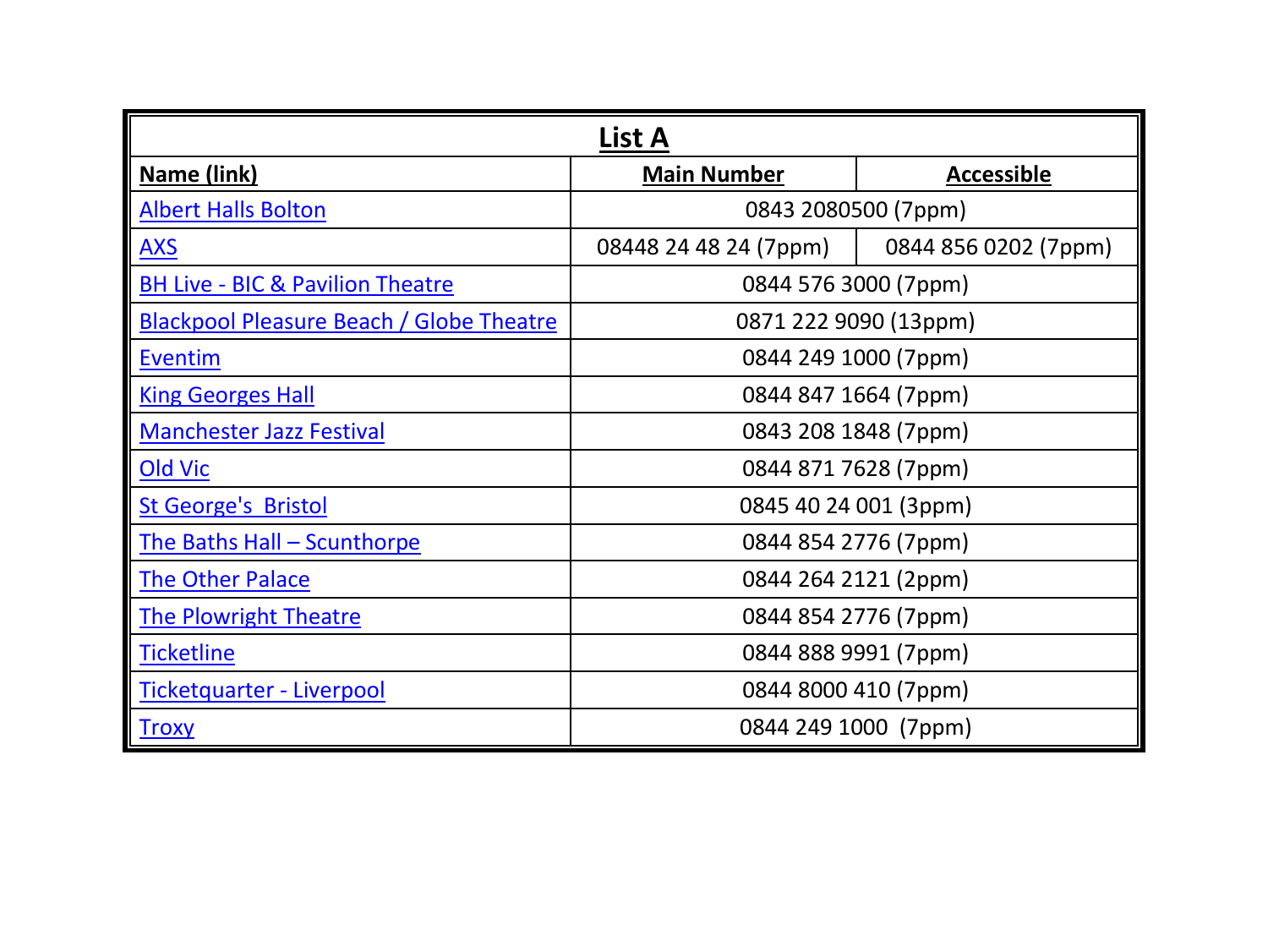| List A | | |
|---|---|---|
| **Name (link)** | **Main Number** | **Accessible** |
| Albert Halls Bolton | 0843 2080500 (7ppm) | |
| AXS | 08448 24 48 24 (7ppm) | 0844 856 0202 (7ppm) |
| BH Live - BIC & Pavilion Theatre | 0844 576 3000 (7ppm) | |
| Blackpool Pleasure Beach / Globe Theatre | 0871 222 9090 (13ppm) | |
| Eventim | 0844 249 1000 (7ppm) | |
| King Georges Hall | 0844 847 1664 (7ppm) | |
| Manchester Jazz Festival | 0843 208 1848 (7ppm) | |
| Old Vic | 0844 871 7628 (7ppm) | |
| St George's Bristol | 0845 40 24 001 (3ppm) | |
| The Baths Hall – Scunthorpe | 0844 854 2776 (7ppm) | |
| The Other Palace | 0844 264 2121 (2ppm) | |
| The Plowright Theatre | 0844 854 2776 (7ppm) | |
| Ticketline | 0844 888 9991 (7ppm) | |
| Ticketquarter - Liverpool | 0844 8000 410 (7ppm) | |
| Troxy | 0844 249 1000 (7ppm) | |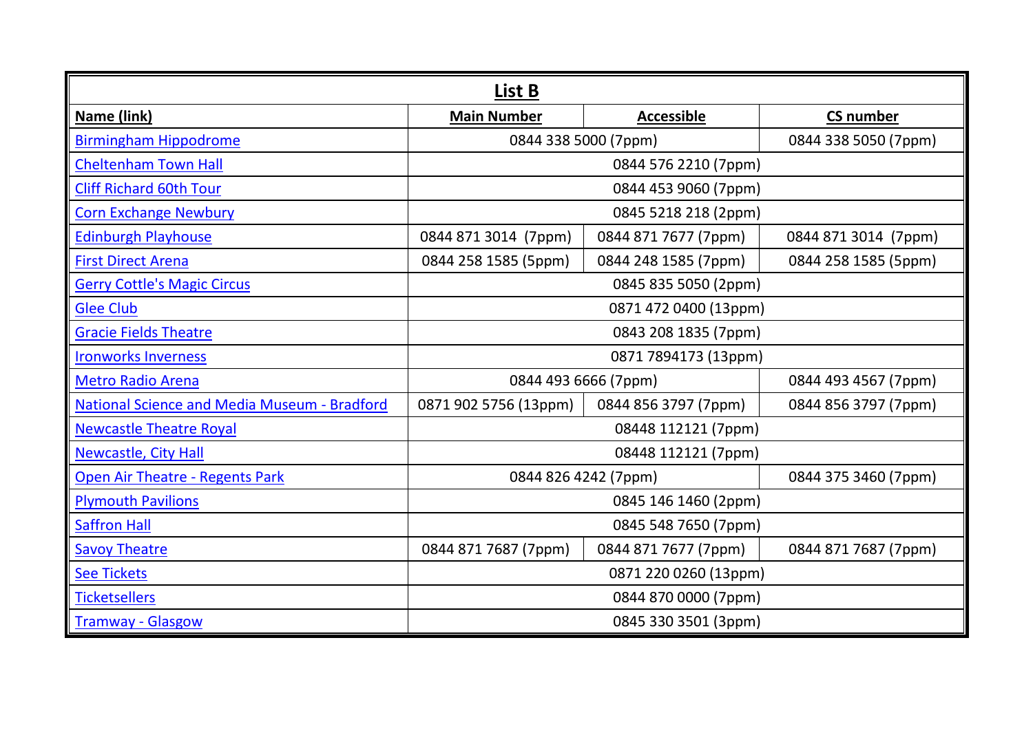| **List B** | | | |
|---|---|---|---|
| **Name (link)** | **Main Number** | **Accessible** | **CS number** |
| Birmingham Hippodrome | 0844 338 5000 (7ppm) | | 0844 338 5050 (7ppm) |
| Cheltenham Town Hall | 0844 576 2210 (7ppm) | | |
| Cliff Richard 60th Tour | 0844 453 9060 (7ppm) | | |
| Corn Exchange Newbury | 0845 5218 218 (2ppm) | | |
| Edinburgh Playhouse | 0844 871 3014 (7ppm) | 0844 871 7677 (7ppm) | 0844 871 3014 (7ppm) |
| First Direct Arena | 0844 258 1585 (5ppm) | 0844 248 1585 (7ppm) | 0844 258 1585 (5ppm) |
| Gerry Cottle's Magic Circus | 0845 835 5050 (2ppm) | | |
| Glee Club | 0871 472 0400 (13ppm) | | |
| Gracie Fields Theatre | 0843 208 1835 (7ppm) | | |
| Ironworks Inverness | 0871 7894173 (13ppm) | | |
| Metro Radio Arena | 0844 493 6666 (7ppm) | | 0844 493 4567 (7ppm) |
| National Science and Media Museum - Bradford | 0871 902 5756 (13ppm) | 0844 856 3797 (7ppm) | 0844 856 3797 (7ppm) |
| Newcastle Theatre Royal | 08448 112121 (7ppm) | | |
| Newcastle, City Hall | 08448 112121 (7ppm) | | |
| Open Air Theatre - Regents Park | 0844 826 4242 (7ppm) | | 0844 375 3460 (7ppm) |
| Plymouth Pavilions | 0845 146 1460 (2ppm) | | |
| Saffron Hall | 0845 548 7650 (7ppm) | | |
| Savoy Theatre | 0844 871 7687 (7ppm) | 0844 871 7677 (7ppm) | 0844 871 7687 (7ppm) |
| See Tickets | 0871 220 0260 (13ppm) | | |
| Ticketsellers | 0844 870 0000 (7ppm) | | |
| Tramway - Glasgow | 0845 330 3501 (3ppm) | | |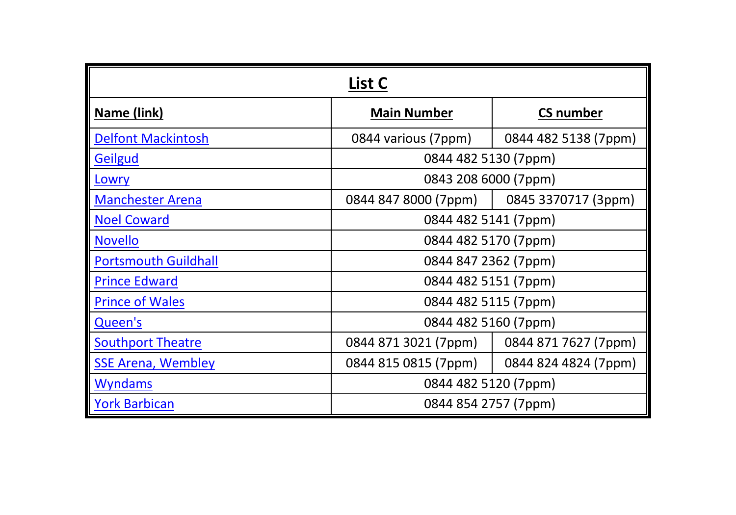| List C | | |
|---|---|---|
| **Name (link)** | **Main Number** | **CS number** |
| Delfont Mackintosh | 0844 various (7ppm) | 0844 482 5138 (7ppm) |
| Geilgud | 0844 482 5130 (7ppm) | |
| Lowry | 0843 208 6000 (7ppm) | |
| Manchester Arena | 0844 847 8000 (7ppm) | 0845 3370717 (3ppm) |
| Noel Coward | 0844 482 5141 (7ppm) | |
| Novello | 0844 482 5170 (7ppm) | |
| Portsmouth Guildhall | 0844 847 2362 (7ppm) | |
| Prince Edward | 0844 482 5151 (7ppm) | |
| Prince of Wales | 0844 482 5115 (7ppm) | |
| Queen's | 0844 482 5160 (7ppm) | |
| Southport Theatre | 0844 871 3021 (7ppm) | 0844 871 7627 (7ppm) |
| SSE Arena, Wembley | 0844 815 0815 (7ppm) | 0844 824 4824 (7ppm) |
| Wyndams | 0844 482 5120 (7ppm) | |
| York Barbican | 0844 854 2757 (7ppm) | |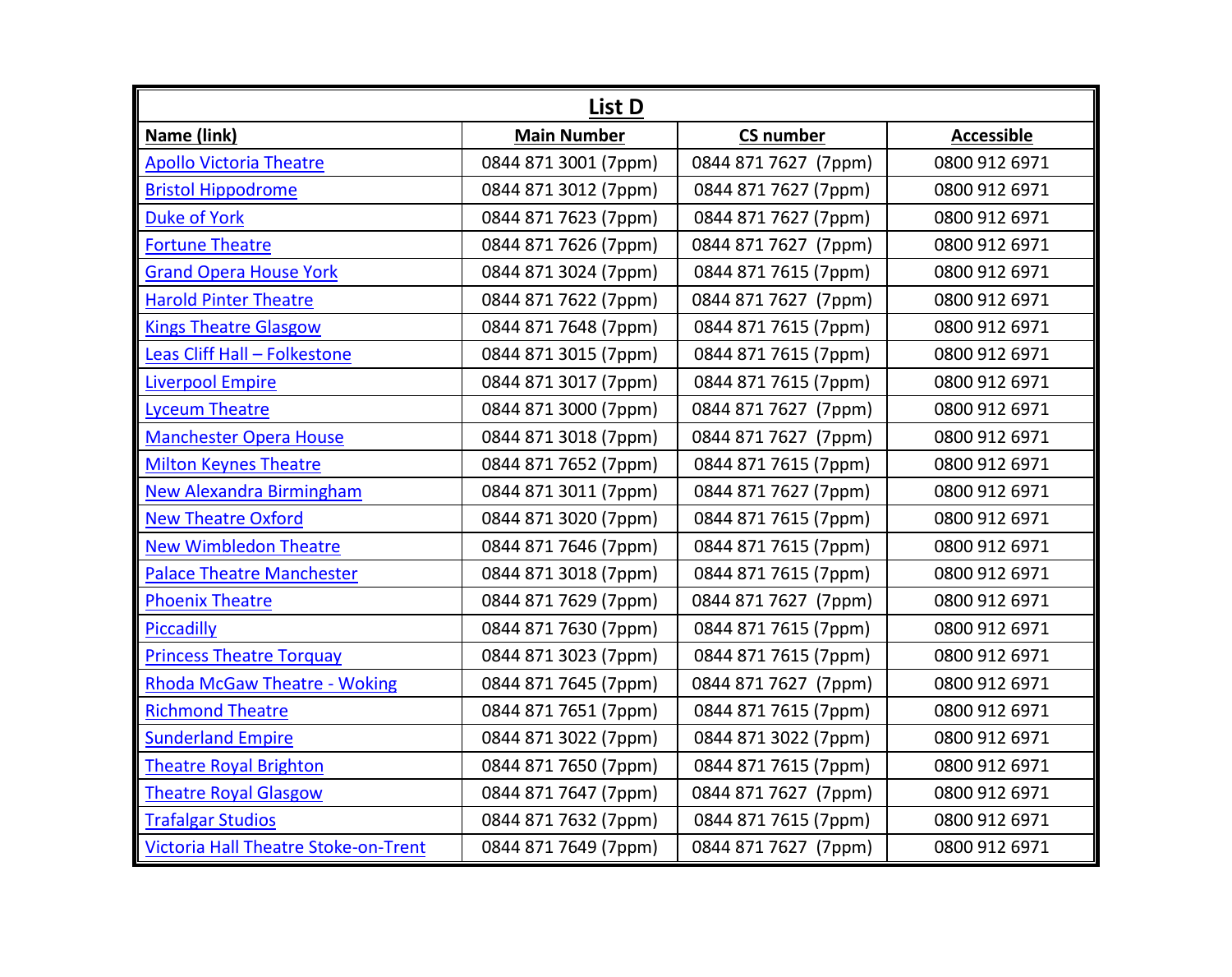| List D | | | |
|---|---|---|---|
| **Name (link)** | **Main Number** | **CS number** | **Accessible** |
| Apollo Victoria Theatre | 0844 871 3001 (7ppm) | 0844 871 7627 (7ppm) | 0800 912 6971 |
| Bristol Hippodrome | 0844 871 3012 (7ppm) | 0844 871 7627 (7ppm) | 0800 912 6971 |
| Duke of York | 0844 871 7623 (7ppm) | 0844 871 7627 (7ppm) | 0800 912 6971 |
| Fortune Theatre | 0844 871 7626 (7ppm) | 0844 871 7627 (7ppm) | 0800 912 6971 |
| Grand Opera House York | 0844 871 3024 (7ppm) | 0844 871 7615 (7ppm) | 0800 912 6971 |
| Harold Pinter Theatre | 0844 871 7622 (7ppm) | 0844 871 7627 (7ppm) | 0800 912 6971 |
| Kings Theatre Glasgow | 0844 871 7648 (7ppm) | 0844 871 7615 (7ppm) | 0800 912 6971 |
| Leas Cliff Hall – Folkestone | 0844 871 3015 (7ppm) | 0844 871 7615 (7ppm) | 0800 912 6971 |
| Liverpool Empire | 0844 871 3017 (7ppm) | 0844 871 7615 (7ppm) | 0800 912 6971 |
| Lyceum Theatre | 0844 871 3000 (7ppm) | 0844 871 7627 (7ppm) | 0800 912 6971 |
| Manchester Opera House | 0844 871 3018 (7ppm) | 0844 871 7627 (7ppm) | 0800 912 6971 |
| Milton Keynes Theatre | 0844 871 7652 (7ppm) | 0844 871 7615 (7ppm) | 0800 912 6971 |
| New Alexandra Birmingham | 0844 871 3011 (7ppm) | 0844 871 7627 (7ppm) | 0800 912 6971 |
| New Theatre Oxford | 0844 871 3020 (7ppm) | 0844 871 7615 (7ppm) | 0800 912 6971 |
| New Wimbledon Theatre | 0844 871 7646 (7ppm) | 0844 871 7615 (7ppm) | 0800 912 6971 |
| Palace Theatre Manchester | 0844 871 3018 (7ppm) | 0844 871 7615 (7ppm) | 0800 912 6971 |
| Phoenix Theatre | 0844 871 7629 (7ppm) | 0844 871 7627 (7ppm) | 0800 912 6971 |
| Piccadilly | 0844 871 7630 (7ppm) | 0844 871 7615 (7ppm) | 0800 912 6971 |
| Princess Theatre Torquay | 0844 871 3023 (7ppm) | 0844 871 7615 (7ppm) | 0800 912 6971 |
| Rhoda McGaw Theatre - Woking | 0844 871 7645 (7ppm) | 0844 871 7627 (7ppm) | 0800 912 6971 |
| Richmond Theatre | 0844 871 7651 (7ppm) | 0844 871 7615 (7ppm) | 0800 912 6971 |
| Sunderland Empire | 0844 871 3022 (7ppm) | 0844 871 3022 (7ppm) | 0800 912 6971 |
| Theatre Royal Brighton | 0844 871 7650 (7ppm) | 0844 871 7615 (7ppm) | 0800 912 6971 |
| Theatre Royal Glasgow | 0844 871 7647 (7ppm) | 0844 871 7627 (7ppm) | 0800 912 6971 |
| Trafalgar Studios | 0844 871 7632 (7ppm) | 0844 871 7615 (7ppm) | 0800 912 6971 |
| Victoria Hall Theatre Stoke-on-Trent | 0844 871 7649 (7ppm) | 0844 871 7627 (7ppm) | 0800 912 6971 |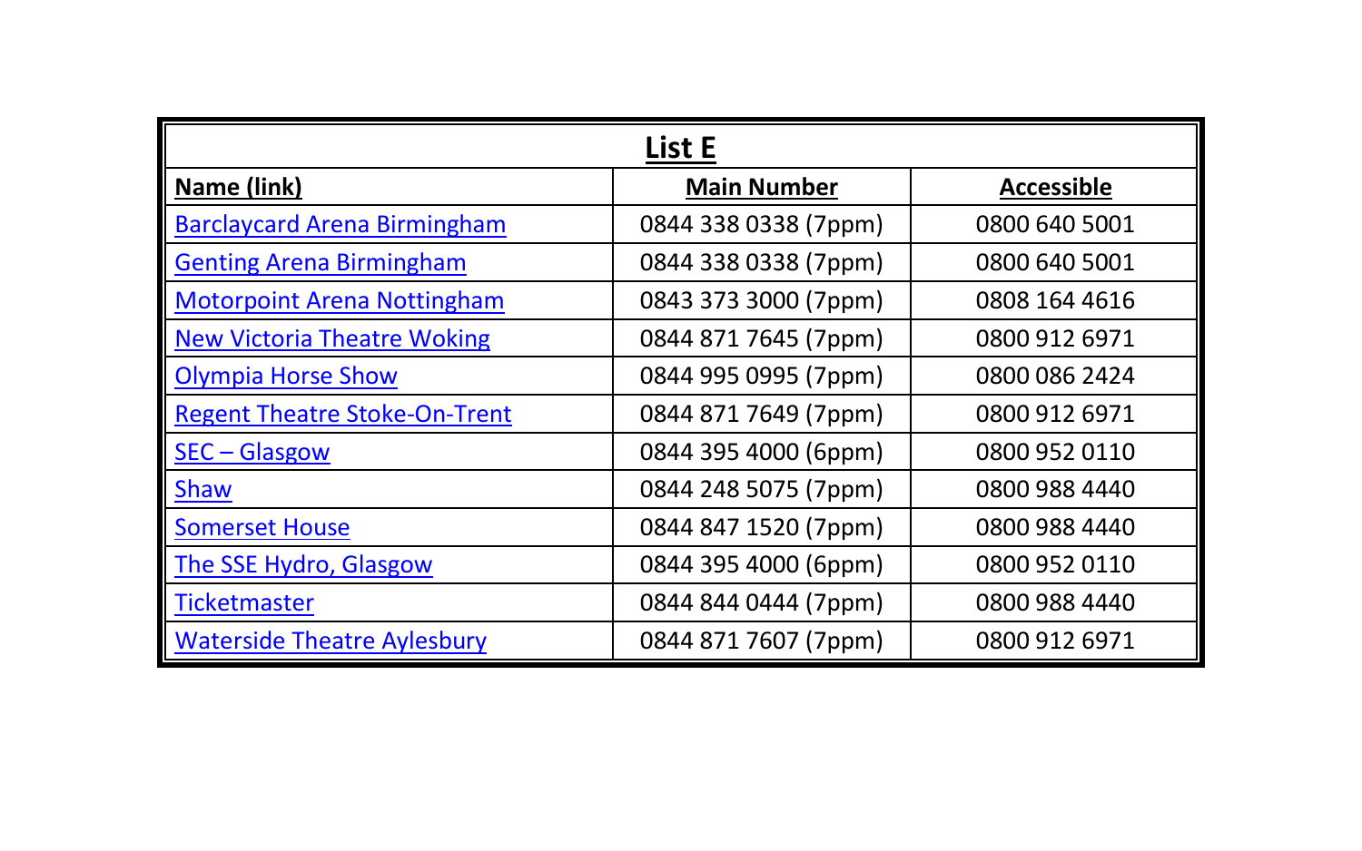| List E | | |
|---|---|---|
| **Name (link)** | **Main Number** | **Accessible** |
| Barclaycard Arena Birmingham | 0844 338 0338 (7ppm) | 0800 640 5001 |
| Genting Arena Birmingham | 0844 338 0338 (7ppm) | 0800 640 5001 |
| Motorpoint Arena Nottingham | 0843 373 3000 (7ppm) | 0808 164 4616 |
| New Victoria Theatre Woking | 0844 871 7645 (7ppm) | 0800 912 6971 |
| Olympia Horse Show | 0844 995 0995 (7ppm) | 0800 086 2424 |
| Regent Theatre Stoke-On-Trent | 0844 871 7649 (7ppm) | 0800 912 6971 |
| SEC – Glasgow | 0844 395 4000 (6ppm) | 0800 952 0110 |
| Shaw | 0844 248 5075 (7ppm) | 0800 988 4440 |
| Somerset House | 0844 847 1520 (7ppm) | 0800 988 4440 |
| The SSE Hydro, Glasgow | 0844 395 4000 (6ppm) | 0800 952 0110 |
| Ticketmaster | 0844 844 0444 (7ppm) | 0800 988 4440 |
| Waterside Theatre Aylesbury | 0844 871 7607 (7ppm) | 0800 912 6971 |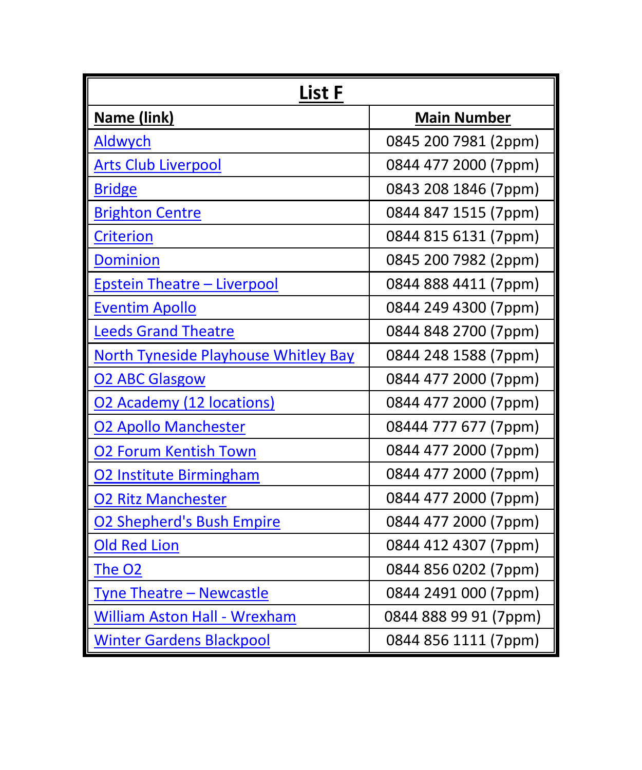| List F | |
|---|---|
| **Name (link)** | **Main Number** |
| Aldwych | 0845 200 7981 (2ppm) |
| Arts Club Liverpool | 0844 477 2000 (7ppm) |
| Bridge | 0843 208 1846 (7ppm) |
| Brighton Centre | 0844 847 1515 (7ppm) |
| Criterion | 0844 815 6131 (7ppm) |
| Dominion | 0845 200 7982 (2ppm) |
| Epstein Theatre – Liverpool | 0844 888 4411 (7ppm) |
| Eventim Apollo | 0844 249 4300 (7ppm) |
| Leeds Grand Theatre | 0844 848 2700 (7ppm) |
| North Tyneside Playhouse Whitley Bay | 0844 248 1588 (7ppm) |
| O2 ABC Glasgow | 0844 477 2000 (7ppm) |
| O2 Academy (12 locations) | 0844 477 2000 (7ppm) |
| O2 Apollo Manchester | 08444 777 677 (7ppm) |
| O2 Forum Kentish Town | 0844 477 2000 (7ppm) |
| O2 Institute Birmingham | 0844 477 2000 (7ppm) |
| O2 Ritz Manchester | 0844 477 2000 (7ppm) |
| O2 Shepherd's Bush Empire | 0844 477 2000 (7ppm) |
| Old Red Lion | 0844 412 4307 (7ppm) |
| The O2 | 0844 856 0202 (7ppm) |
| Tyne Theatre – Newcastle | 0844 2491 000 (7ppm) |
| William Aston Hall - Wrexham | 0844 888 99 91 (7ppm) |
| Winter Gardens Blackpool | 0844 856 1111 (7ppm) |